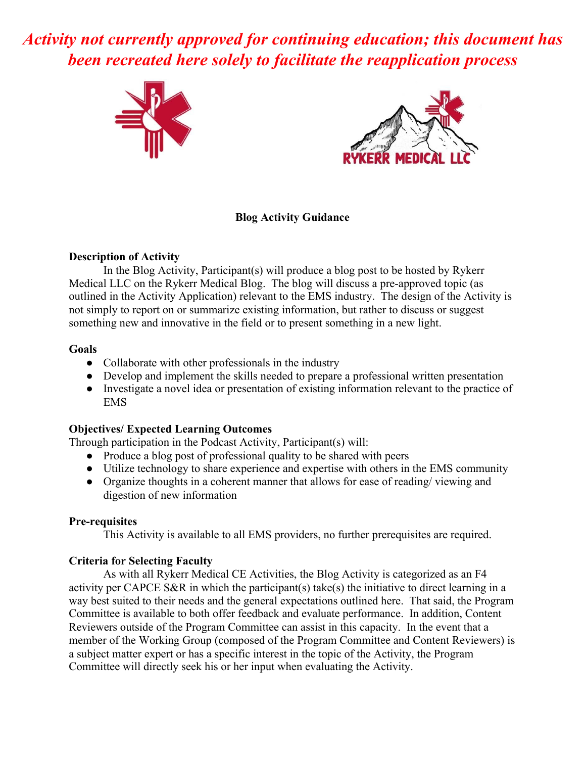*Activity not currently approved for continuing education; this document has been recreated here solely to facilitate the reapplication process*

RYKERR MEDICAL LLC

## Blog Activity Guidance

### Description of Activity

In the Blog Activity, Participant(s) will produce a blog post to be hosted by Rykerr Medical LLC on the Rykerr Medical Blog. The blog will discuss a pre-approved topic (as outlined in the Activity Application) relevant to the EMS industry. The design of the Activity is not simply to report on or summarize existing information, but rather to discuss or suggest something new and innovative in the field or to present something in a new light.

### Goals

- Collaborate with other professionals in the industry
- Develop and implement the skills needed to prepare a professional written presentation
- Investigate a novel idea or presentation of existing information relevant to the practice of EMS

### Objectives/ Expected Learning Outcomes

Through participation in the Podcast Activity, Participant(s) will:

- Produce a blog post of professional quality to be shared with peers
- Utilize technology to share experience and expertise with others in the EMS community
- Organize thoughts in a coherent manner that allows for ease of reading/ viewing and digestion of new information

### Pre-requisites

This Activity is available to all EMS providers, no further prerequisites are required.

### Criteria for Selecting Faculty

As with all Rykerr Medical CE Activities, the Blog Activity is categorized as an F4 activity per CAPCE S&R in which the participant(s) take(s) the initiative to direct learning in a way best suited to their needs and the general expectations outlined here. That said, the Program Committee is available to both offer feedback and evaluate performance. In addition, Content Reviewers outside of the Program Committee can assist in this capacity. In the event that a member of the Working Group (composed of the Program Committee and Content Reviewers) is a subject matter expert or has a specific interest in the topic of the Activity, the Program Committee will directly seek his or her input when evaluating the Activity.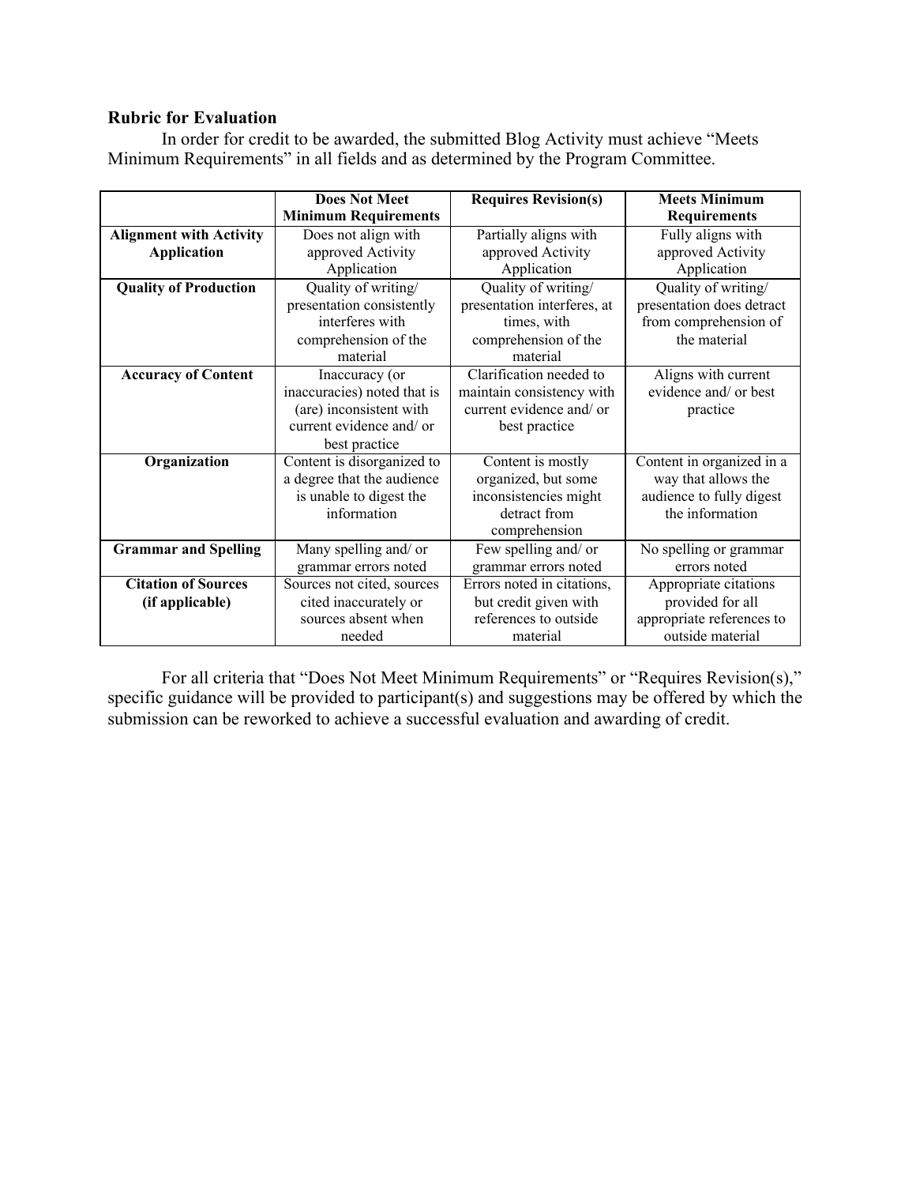**Rubric for Evaluation**

In order for credit to be awarded, the submitted Blog Activity must achieve "Meets Minimum Requirements" in all fields and as determined by the Program Committee.

| | Does Not Meet Minimum Requirements | Requires Revision(s) | Meets Minimum Requirements |
|---|---|---|---|
| **Alignment with Activity Application** | Does not align with approved Activity Application | Partially aligns with approved Activity Application | Fully aligns with approved Activity Application |
| **Quality of Production** | Quality of writing/ presentation consistently interferes with comprehension of the material | Quality of writing/ presentation interferes, at times, with comprehension of the material | Quality of writing/ presentation does detract from comprehension of the material |
| **Accuracy of Content** | Inaccuracy (or inaccuracies) noted that is (are) inconsistent with current evidence and/ or best practice | Clarification needed to maintain consistency with current evidence and/ or best practice | Aligns with current evidence and/ or best practice |
| **Organization** | Content is disorganized to a degree that the audience is unable to digest the information | Content is mostly organized, but some inconsistencies might detract from comprehension | Content in organized in a way that allows the audience to fully digest the information |
| **Grammar and Spelling** | Many spelling and/ or grammar errors noted | Few spelling and/ or grammar errors noted | No spelling or grammar errors noted |
| **Citation of Sources (if applicable)** | Sources not cited, sources cited inaccurately or sources absent when needed | Errors noted in citations, but credit given with references to outside material | Appropriate citations provided for all appropriate references to outside material |

For all criteria that "Does Not Meet Minimum Requirements" or "Requires Revision(s)," specific guidance will be provided to participant(s) and suggestions may be offered by which the submission can be reworked to achieve a successful evaluation and awarding of credit.